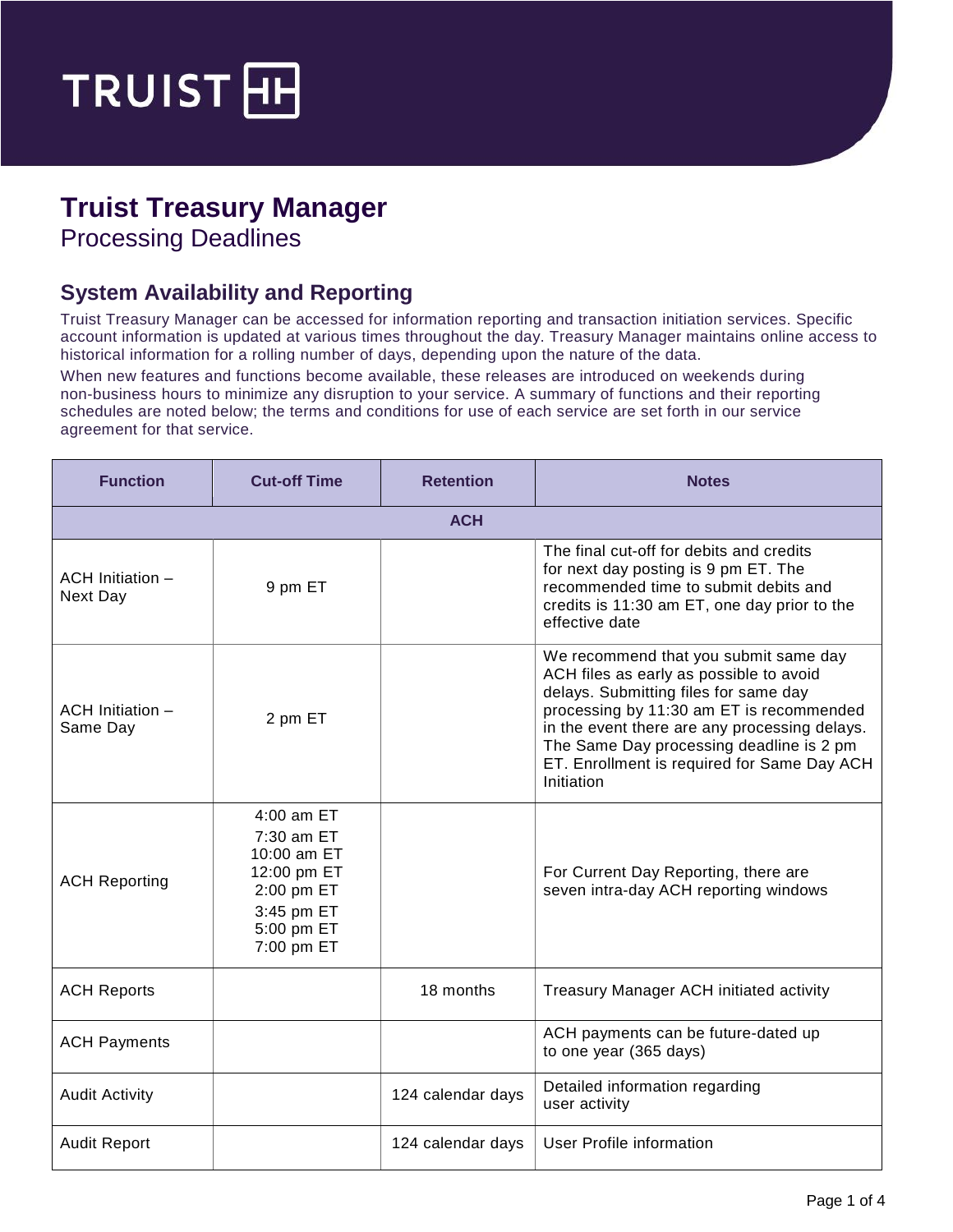# Truist Treasury Manager

Processing Deadlines

## System Availability and Reporting

Truist Treasury Manager can be accessed for information reporting and transaction initiation services. Specific account information is updated at various times throughout the day. Treasury Manager maintains online access to historical information for a rolling number of days, depending upon the nature of the data.

When new features and functions become available, these releases are introduced on weekends during non-business hours to minimize any disruption to your service. A summary of functions and their reporting schedules are noted below; the terms and conditions for use of each service are set forth in our service agreement for that service.

| Function | Cut-off Time | Retention | Notes |
|---|---|---|---|
| **ACH** | | | |
| ACH Initiation – Next Day | 9 pm ET | | The final cut-off for debits and credits for next day posting is 9 pm ET. The recommended time to submit debits and credits is 11:30 am ET, one day prior to the effective date |
| ACH Initiation – Same Day | 2 pm ET | | We recommend that you submit same day ACH files as early as possible to avoid delays. Submitting files for same day processing by 11:30 am ET is recommended in the event there are any processing delays. The Same Day processing deadline is 2 pm ET. Enrollment is required for Same Day ACH Initiation |
| ACH Reporting | 4:00 am ET<br>7:30 am ET<br>10:00 am ET<br>12:00 pm ET<br>2:00 pm ET<br>3:45 pm ET<br>5:00 pm ET<br>7:00 pm ET | | For Current Day Reporting, there are seven intra-day ACH reporting windows |
| ACH Reports | | 18 months | Treasury Manager ACH initiated activity |
| ACH Payments | | | ACH payments can be future-dated up to one year (365 days) |
| Audit Activity | | 124 calendar days | Detailed information regarding user activity |
| Audit Report | | 124 calendar days | User Profile information |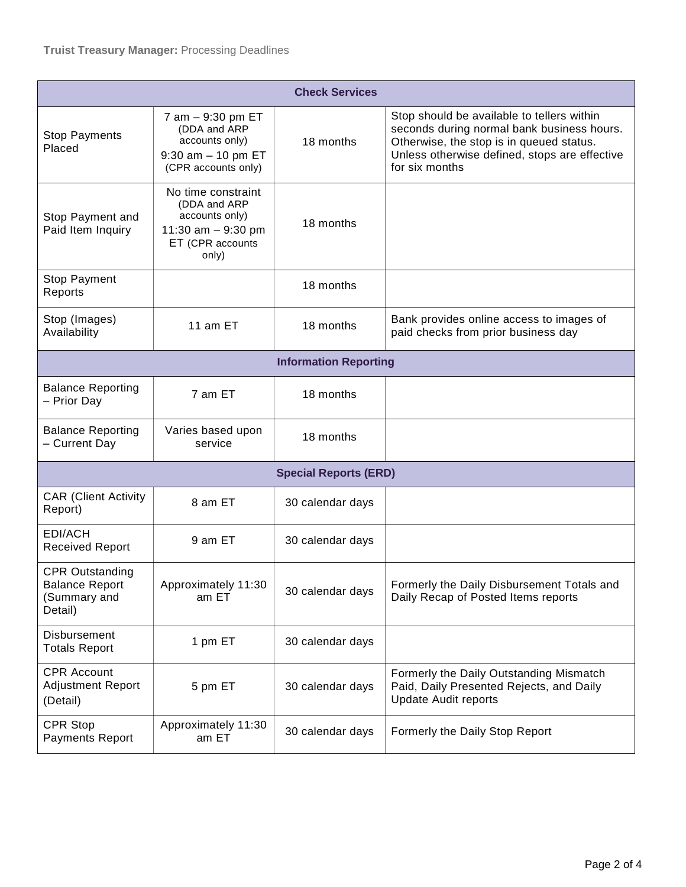| Check Services | | | |
|---|---|---|---|
| Stop Payments Placed | 7 am – 9:30 pm ET (DDA and ARP accounts only) 9:30 am – 10 pm ET (CPR accounts only) | 18 months | Stop should be available to tellers within seconds during normal bank business hours. Otherwise, the stop is in queued status. Unless otherwise defined, stops are effective for six months |
| Stop Payment and Paid Item Inquiry | No time constraint (DDA and ARP accounts only) 11:30 am – 9:30 pm ET (CPR accounts only) | 18 months | |
| Stop Payment Reports | | 18 months | |
| Stop (Images) Availability | 11 am ET | 18 months | Bank provides online access to images of paid checks from prior business day |
| **Information Reporting** | | | |
| Balance Reporting – Prior Day | 7 am ET | 18 months | |
| Balance Reporting – Current Day | Varies based upon service | 18 months | |
| **Special Reports (ERD)** | | | |
| CAR (Client Activity Report) | 8 am ET | 30 calendar days | |
| EDI/ACH Received Report | 9 am ET | 30 calendar days | |
| CPR Outstanding Balance Report (Summary and Detail) | Approximately 11:30 am ET | 30 calendar days | Formerly the Daily Disbursement Totals and Daily Recap of Posted Items reports |
| Disbursement Totals Report | 1 pm ET | 30 calendar days | |
| CPR Account Adjustment Report (Detail) | 5 pm ET | 30 calendar days | Formerly the Daily Outstanding Mismatch Paid, Daily Presented Rejects, and Daily Update Audit reports |
| CPR Stop Payments Report | Approximately 11:30 am ET | 30 calendar days | Formerly the Daily Stop Report |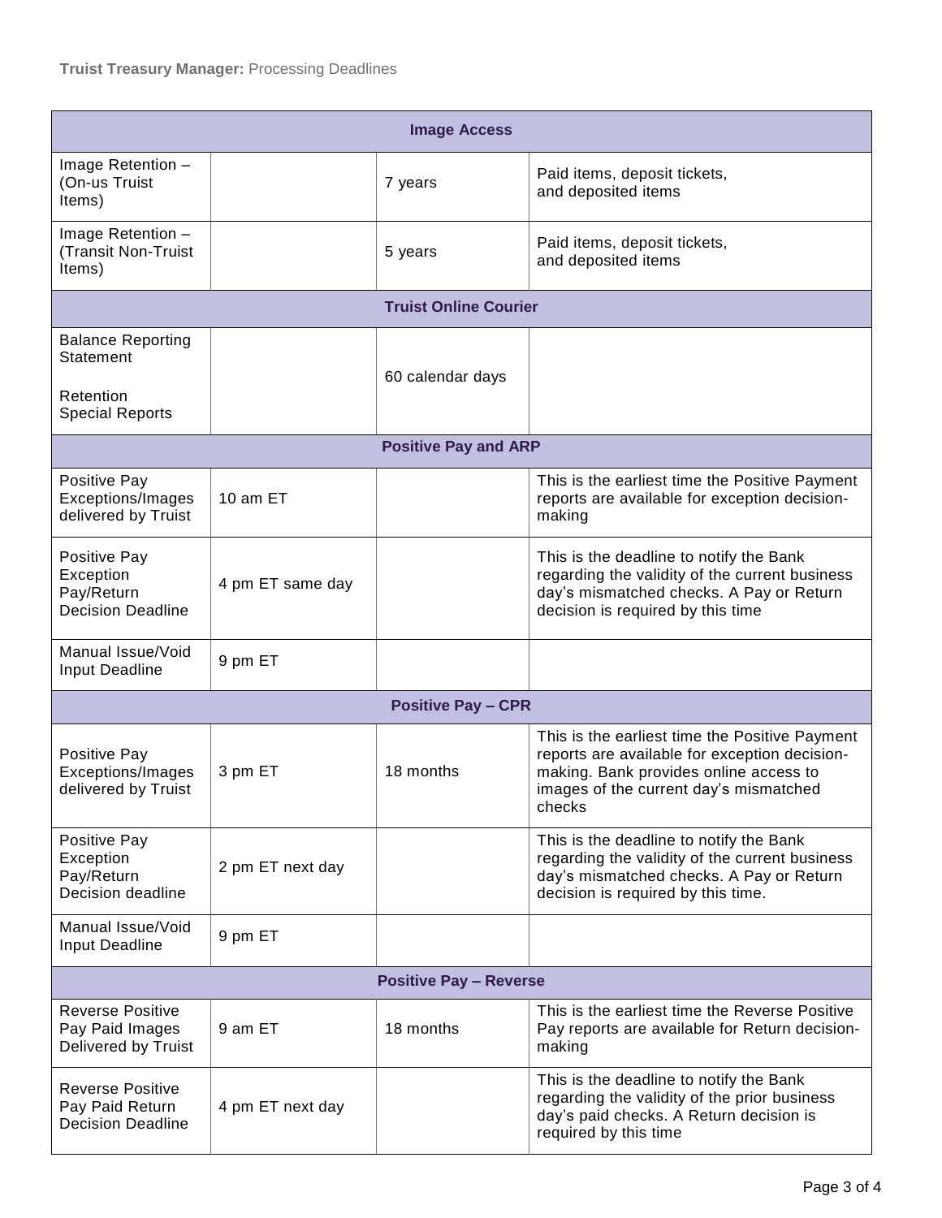| Image Access | | | |
|---|---|---|---|
| Image Retention – (On-us Truist Items) | | 7 years | Paid items, deposit tickets, and deposited items |
| Image Retention – (Transit Non-Truist Items) | | 5 years | Paid items, deposit tickets, and deposited items |
| **Truist Online Courier** | | | |
| Balance Reporting Statement<br><br>Retention Special Reports | | 60 calendar days | |
| **Positive Pay and ARP** | | | |
| Positive Pay Exceptions/Images delivered by Truist | 10 am ET | | This is the earliest time the Positive Payment reports are available for exception decision-making |
| Positive Pay Exception Pay/Return Decision Deadline | 4 pm ET same day | | This is the deadline to notify the Bank regarding the validity of the current business day's mismatched checks. A Pay or Return decision is required by this time |
| Manual Issue/Void Input Deadline | 9 pm ET | | |
| **Positive Pay – CPR** | | | |
| Positive Pay Exceptions/Images delivered by Truist | 3 pm ET | 18 months | This is the earliest time the Positive Payment reports are available for exception decision-making. Bank provides online access to images of the current day's mismatched checks |
| Positive Pay Exception Pay/Return Decision deadline | 2 pm ET next day | | This is the deadline to notify the Bank regarding the validity of the current business day's mismatched checks. A Pay or Return decision is required by this time. |
| Manual Issue/Void Input Deadline | 9 pm ET | | |
| **Positive Pay – Reverse** | | | |
| Reverse Positive Pay Paid Images Delivered by Truist | 9 am ET | 18 months | This is the earliest time the Reverse Positive Pay reports are available for Return decision-making |
| Reverse Positive Pay Paid Return Decision Deadline | 4 pm ET next day | | This is the deadline to notify the Bank regarding the validity of the prior business day's paid checks. A Return decision is required by this time |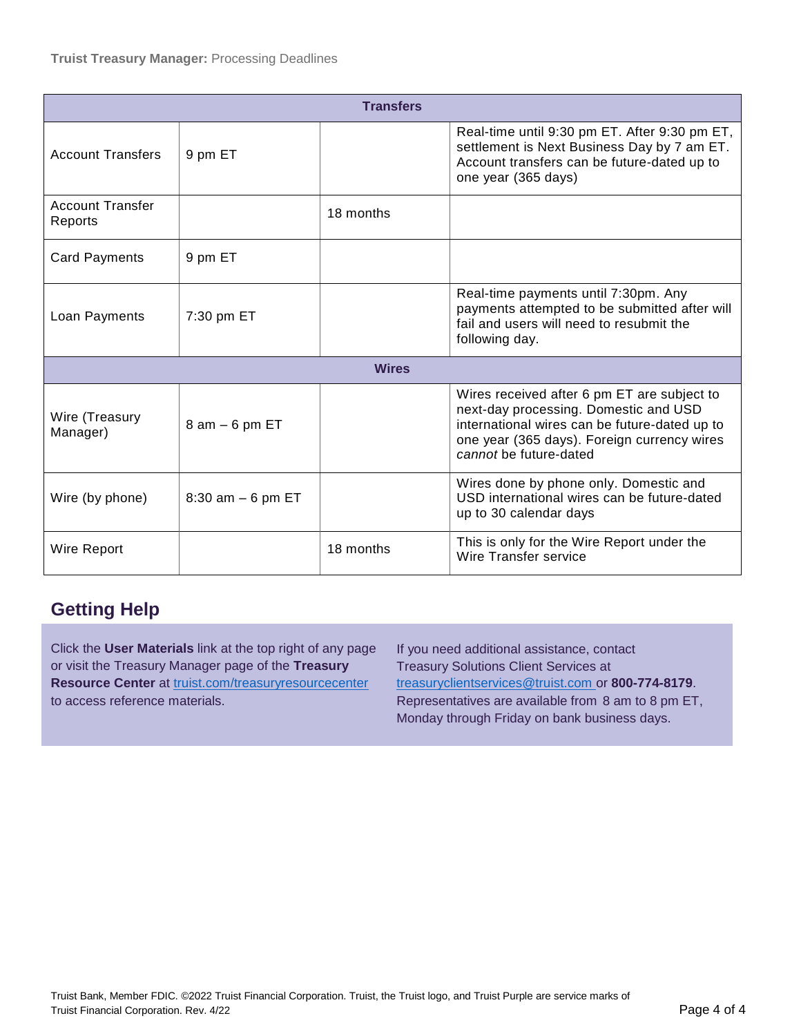| | | | |
|---|---|---|---|
| **Transfers** | | | |
| Account Transfers | 9 pm ET | | Real-time until 9:30 pm ET. After 9:30 pm ET, settlement is Next Business Day by 7 am ET. Account transfers can be future-dated up to one year (365 days) |
| Account Transfer Reports | | 18 months | |
| Card Payments | 9 pm ET | | |
| Loan Payments | 7:30 pm ET | | Real-time payments until 7:30pm. Any payments attempted to be submitted after will fail and users will need to resubmit the following day. |
| **Wires** | | | |
| Wire (Treasury Manager) | 8 am – 6 pm ET | | Wires received after 6 pm ET are subject to next-day processing. Domestic and USD international wires can be future-dated up to one year (365 days). Foreign currency wires *cannot* be future-dated |
| Wire (by phone) | 8:30 am – 6 pm ET | | Wires done by phone only. Domestic and USD international wires can be future-dated up to 30 calendar days |
| Wire Report | | 18 months | This is only for the Wire Report under the Wire Transfer service |

## Getting Help

Click the **User Materials** link at the top right of any page or visit the Treasury Manager page of the **Treasury Resource Center** at truist.com/treasuryresourcecenter to access reference materials.

If you need additional assistance, contact Treasury Solutions Client Services at treasuryclientservices@truist.com or **800-774-8179**. Representatives are available from 8 am to 8 pm ET, Monday through Friday on bank business days.

Truist Bank, Member FDIC. ©2022 Truist Financial Corporation. Truist, the Truist logo, and Truist Purple are service marks of Truist Financial Corporation. Rev. 4/22